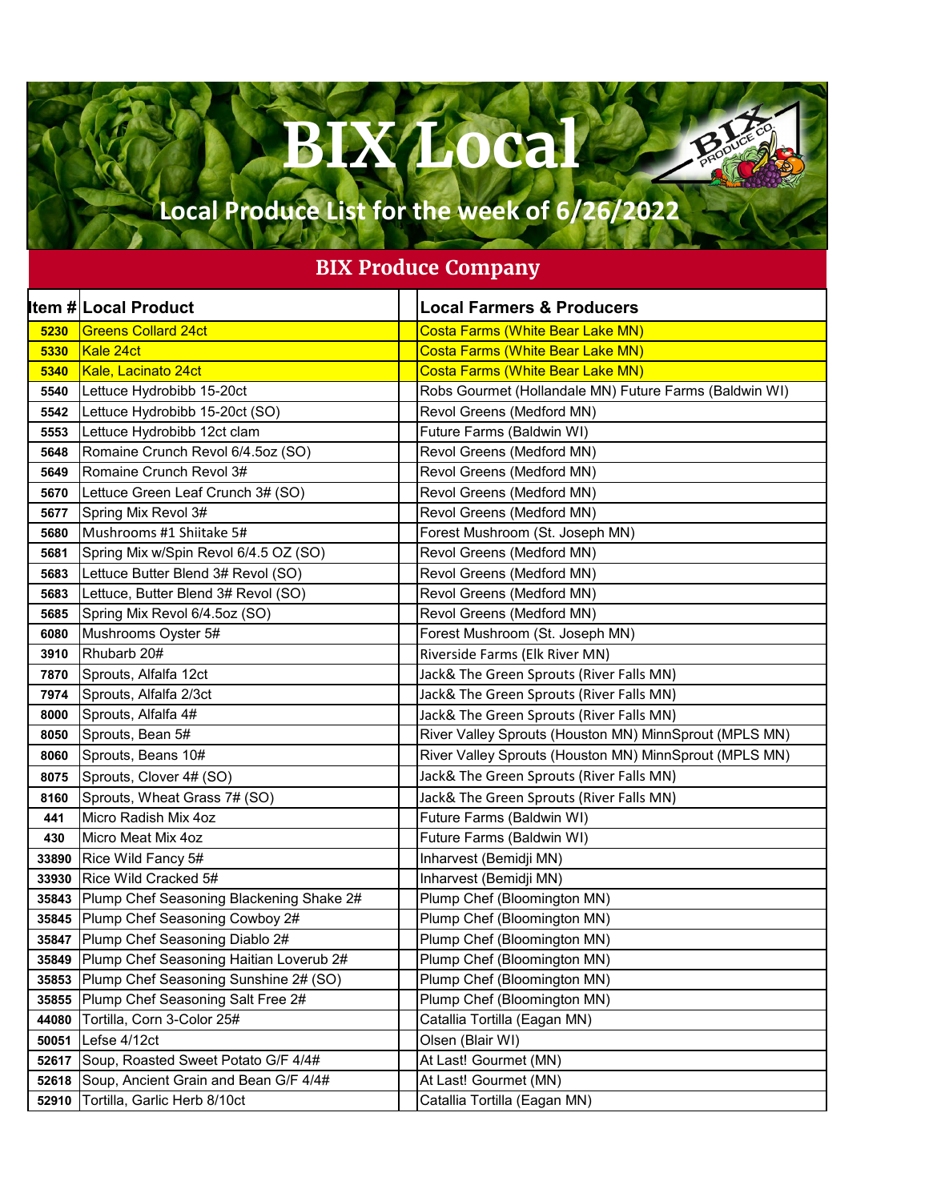# BIX Local

## Local Produce List for the week of 6/26/2022

## BIX Produce Company

| Item # | Local Product | Local Farmers & Producers |
|---|---|---|
| 5230 | Greens Collard 24ct | Costa Farms (White Bear Lake MN) |
| 5330 | Kale 24ct | Costa Farms (White Bear Lake MN) |
| 5340 | Kale, Lacinato 24ct | Costa Farms (White Bear Lake MN) |
| 5540 | Lettuce Hydrobibb 15-20ct | Robs Gourmet (Hollandale MN) Future Farms (Baldwin WI) |
| 5542 | Lettuce Hydrobibb 15-20ct (SO) | Revol Greens (Medford MN) |
| 5553 | Lettuce Hydrobibb 12ct clam | Future Farms (Baldwin WI) |
| 5648 | Romaine Crunch Revol 6/4.5oz (SO) | Revol Greens (Medford MN) |
| 5649 | Romaine Crunch Revol 3# | Revol Greens (Medford MN) |
| 5670 | Lettuce Green Leaf Crunch 3# (SO) | Revol Greens (Medford MN) |
| 5677 | Spring Mix Revol 3# | Revol Greens (Medford MN) |
| 5680 | Mushrooms #1 Shiitake 5# | Forest Mushroom (St. Joseph MN) |
| 5681 | Spring Mix w/Spin Revol 6/4.5 OZ (SO) | Revol Greens (Medford MN) |
| 5683 | Lettuce Butter Blend 3# Revol (SO) | Revol Greens (Medford MN) |
| 5683 | Lettuce, Butter Blend 3# Revol (SO) | Revol Greens (Medford MN) |
| 5685 | Spring Mix Revol 6/4.5oz (SO) | Revol Greens (Medford MN) |
| 6080 | Mushrooms Oyster 5# | Forest Mushroom (St. Joseph MN) |
| 3910 | Rhubarb 20# | Riverside Farms (Elk River MN) |
| 7870 | Sprouts, Alfalfa 12ct | Jack& The Green Sprouts (River Falls MN) |
| 7974 | Sprouts, Alfalfa 2/3ct | Jack& The Green Sprouts (River Falls MN) |
| 8000 | Sprouts, Alfalfa 4# | Jack& The Green Sprouts (River Falls MN) |
| 8050 | Sprouts, Bean 5# | River Valley Sprouts (Houston MN) MinnSprout (MPLS MN) |
| 8060 | Sprouts, Beans 10# | River Valley Sprouts (Houston MN) MinnSprout (MPLS MN) |
| 8075 | Sprouts, Clover 4# (SO) | Jack& The Green Sprouts (River Falls MN) |
| 8160 | Sprouts, Wheat Grass 7# (SO) | Jack& The Green Sprouts (River Falls MN) |
| 441 | Micro Radish Mix 4oz | Future Farms (Baldwin WI) |
| 430 | Micro Meat Mix 4oz | Future Farms (Baldwin WI) |
| 33890 | Rice Wild Fancy 5# | Inharvest (Bemidji MN) |
| 33930 | Rice Wild Cracked 5# | Inharvest (Bemidji MN) |
| 35843 | Plump Chef Seasoning Blackening Shake 2# | Plump Chef (Bloomington MN) |
| 35845 | Plump Chef Seasoning Cowboy 2# | Plump Chef (Bloomington MN) |
| 35847 | Plump Chef Seasoning Diablo 2# | Plump Chef (Bloomington MN) |
| 35849 | Plump Chef Seasoning Haitian Loverub 2# | Plump Chef (Bloomington MN) |
| 35853 | Plump Chef Seasoning Sunshine 2# (SO) | Plump Chef (Bloomington MN) |
| 35855 | Plump Chef Seasoning Salt Free 2# | Plump Chef (Bloomington MN) |
| 44080 | Tortilla, Corn 3-Color 25# | Catallia Tortilla (Eagan MN) |
| 50051 | Lefse 4/12ct | Olsen (Blair WI) |
| 52617 | Soup, Roasted Sweet Potato G/F 4/4# | At Last! Gourmet (MN) |
| 52618 | Soup, Ancient Grain and Bean G/F 4/4# | At Last! Gourmet (MN) |
| 52910 | Tortilla, Garlic Herb 8/10ct | Catallia Tortilla (Eagan MN) |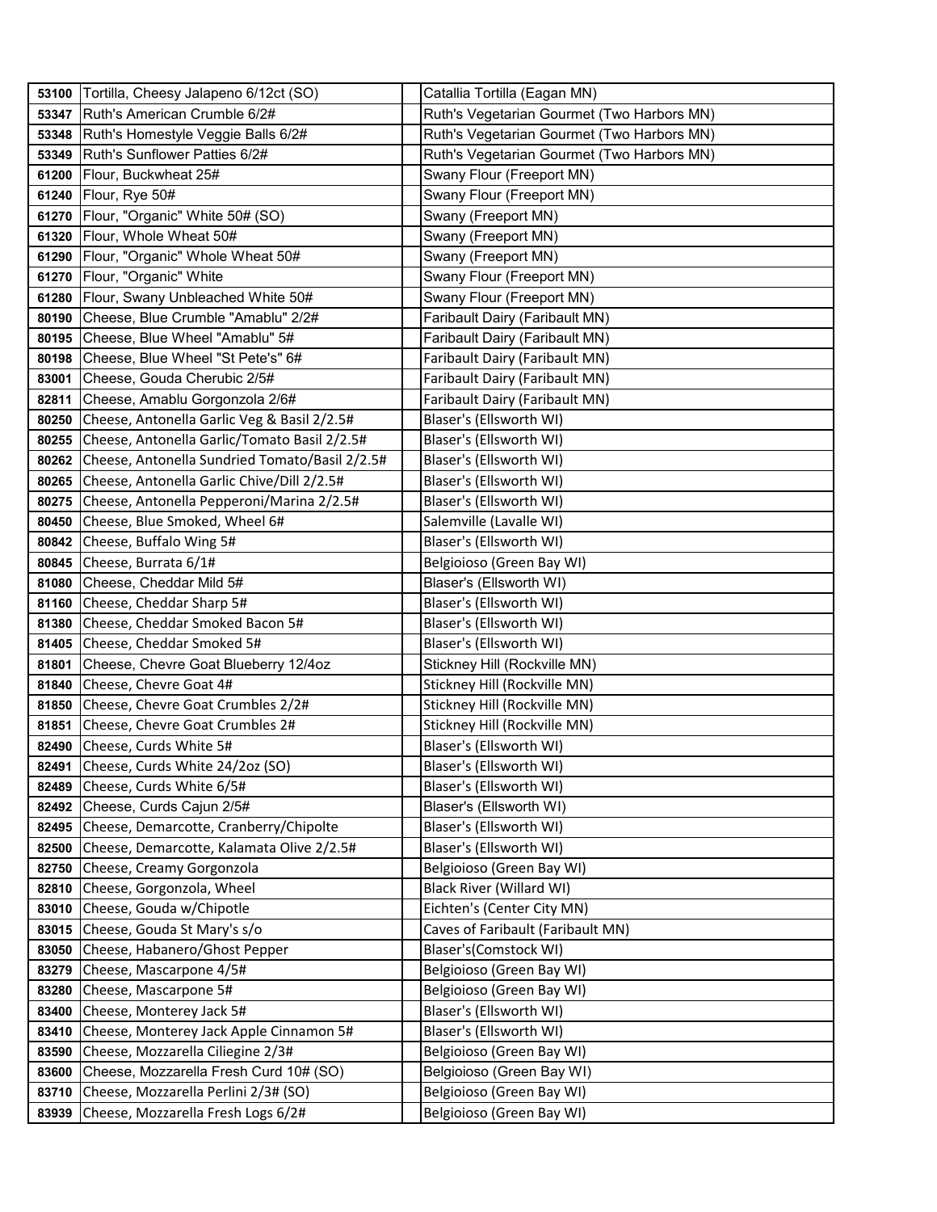| | | | |
|---|---|---|---|
| 53100 | Tortilla, Cheesy Jalapeno 6/12ct (SO) | | Catallia Tortilla (Eagan MN) |
| 53347 | Ruth's American Crumble 6/2# | | Ruth's Vegetarian Gourmet (Two Harbors MN) |
| 53348 | Ruth's Homestyle Veggie Balls 6/2# | | Ruth's Vegetarian Gourmet (Two Harbors MN) |
| 53349 | Ruth's Sunflower Patties 6/2# | | Ruth's Vegetarian Gourmet (Two Harbors MN) |
| 61200 | Flour, Buckwheat 25# | | Swany Flour (Freeport MN) |
| 61240 | Flour, Rye 50# | | Swany Flour (Freeport MN) |
| 61270 | Flour, "Organic" White 50# (SO) | | Swany (Freeport MN) |
| 61320 | Flour, Whole Wheat 50# | | Swany (Freeport MN) |
| 61290 | Flour, "Organic" Whole Wheat 50# | | Swany (Freeport MN) |
| 61270 | Flour, "Organic" White | | Swany Flour (Freeport MN) |
| 61280 | Flour, Swany Unbleached White 50# | | Swany Flour (Freeport MN) |
| 80190 | Cheese, Blue Crumble "Amablu" 2/2# | | Faribault Dairy (Faribault MN) |
| 80195 | Cheese, Blue Wheel "Amablu" 5# | | Faribault Dairy (Faribault MN) |
| 80198 | Cheese, Blue Wheel "St Pete's" 6# | | Faribault Dairy (Faribault MN) |
| 83001 | Cheese, Gouda Cherubic 2/5# | | Faribault Dairy (Faribault MN) |
| 82811 | Cheese, Amablu Gorgonzola 2/6# | | Faribault Dairy (Faribault MN) |
| 80250 | Cheese, Antonella Garlic Veg & Basil 2/2.5# | | Blaser's (Ellsworth WI) |
| 80255 | Cheese, Antonella Garlic/Tomato Basil 2/2.5# | | Blaser's (Ellsworth WI) |
| 80262 | Cheese, Antonella Sundried Tomato/Basil 2/2.5# | | Blaser's (Ellsworth WI) |
| 80265 | Cheese, Antonella Garlic Chive/Dill 2/2.5# | | Blaser's (Ellsworth WI) |
| 80275 | Cheese, Antonella Pepperoni/Marina 2/2.5# | | Blaser's (Ellsworth WI) |
| 80450 | Cheese, Blue Smoked, Wheel 6# | | Salemville (Lavalle WI) |
| 80842 | Cheese, Buffalo Wing 5# | | Blaser's (Ellsworth WI) |
| 80845 | Cheese, Burrata 6/1# | | Belgioioso (Green Bay WI) |
| 81080 | Cheese, Cheddar Mild 5# | | Blaser's (Ellsworth WI) |
| 81160 | Cheese, Cheddar Sharp 5# | | Blaser's (Ellsworth WI) |
| 81380 | Cheese, Cheddar Smoked Bacon 5# | | Blaser's (Ellsworth WI) |
| 81405 | Cheese, Cheddar Smoked 5# | | Blaser's (Ellsworth WI) |
| 81801 | Cheese, Chevre Goat Blueberry 12/4oz | | Stickney Hill (Rockville MN) |
| 81840 | Cheese, Chevre Goat 4# | | Stickney Hill (Rockville MN) |
| 81850 | Cheese, Chevre Goat Crumbles 2/2# | | Stickney Hill (Rockville MN) |
| 81851 | Cheese, Chevre Goat Crumbles 2# | | Stickney Hill (Rockville MN) |
| 82490 | Cheese, Curds White 5# | | Blaser's (Ellsworth WI) |
| 82491 | Cheese, Curds White 24/2oz (SO) | | Blaser's (Ellsworth WI) |
| 82489 | Cheese, Curds White 6/5# | | Blaser's (Ellsworth WI) |
| 82492 | Cheese, Curds Cajun 2/5# | | Blaser's (Ellsworth WI) |
| 82495 | Cheese, Demarcotte, Cranberry/Chipolte | | Blaser's (Ellsworth WI) |
| 82500 | Cheese, Demarcotte, Kalamata Olive 2/2.5# | | Blaser's (Ellsworth WI) |
| 82750 | Cheese, Creamy Gorgonzola | | Belgioioso (Green Bay WI) |
| 82810 | Cheese, Gorgonzola, Wheel | | Black River (Willard WI) |
| 83010 | Cheese, Gouda w/Chipotle | | Eichten's (Center City MN) |
| 83015 | Cheese, Gouda St Mary's s/o | | Caves of Faribault (Faribault MN) |
| 83050 | Cheese, Habanero/Ghost Pepper | | Blaser's(Comstock WI) |
| 83279 | Cheese, Mascarpone 4/5# | | Belgioioso (Green Bay WI) |
| 83280 | Cheese, Mascarpone 5# | | Belgioioso (Green Bay WI) |
| 83400 | Cheese, Monterey Jack 5# | | Blaser's (Ellsworth WI) |
| 83410 | Cheese, Monterey Jack Apple Cinnamon 5# | | Blaser's (Ellsworth WI) |
| 83590 | Cheese, Mozzarella Ciliegine 2/3# | | Belgioioso (Green Bay WI) |
| 83600 | Cheese, Mozzarella Fresh Curd 10# (SO) | | Belgioioso (Green Bay WI) |
| 83710 | Cheese, Mozzarella Perlini 2/3# (SO) | | Belgioioso (Green Bay WI) |
| 83939 | Cheese, Mozzarella Fresh Logs 6/2# | | Belgioioso (Green Bay WI) |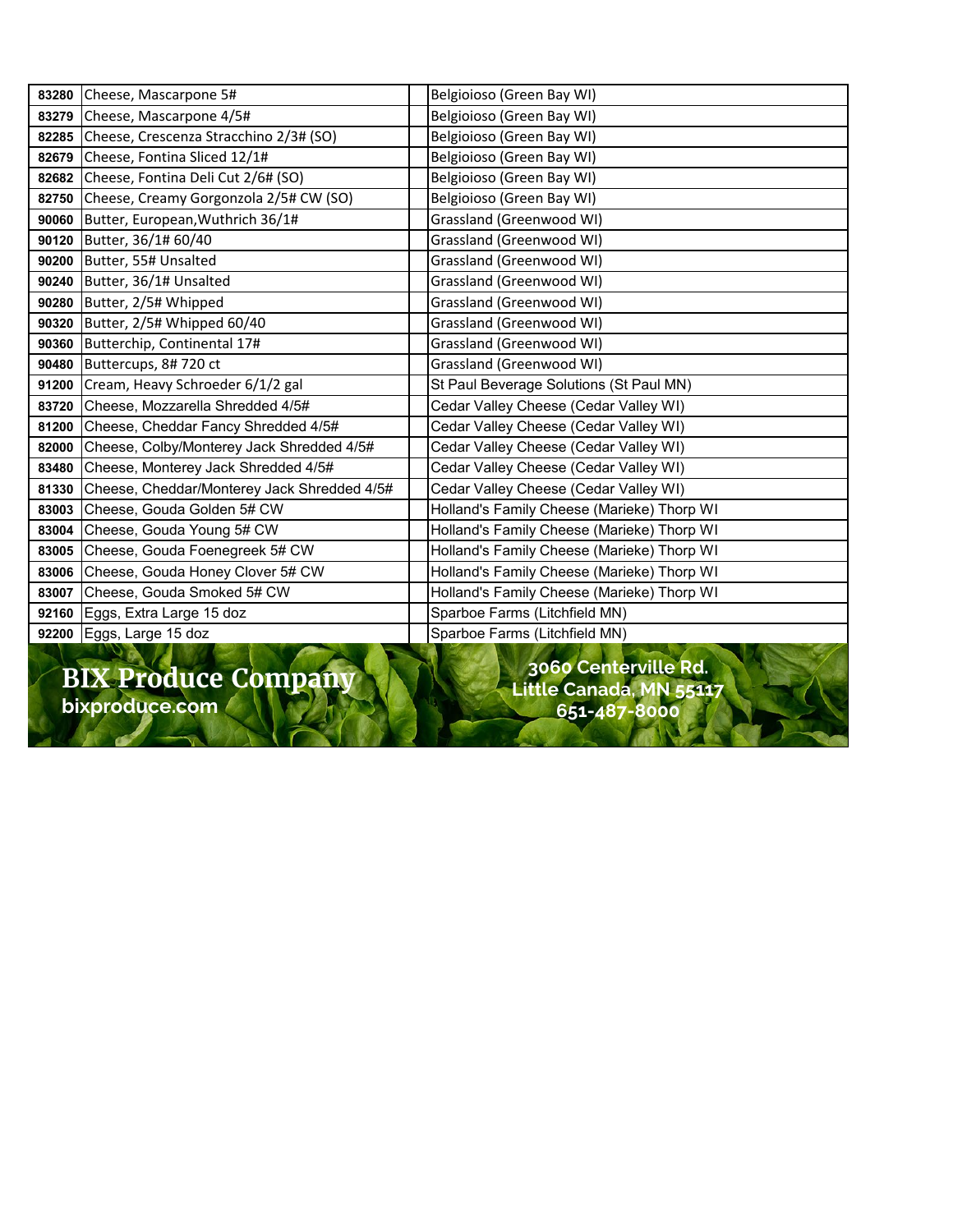| | | | |
|---|---|---|---|
| 83280 | Cheese, Mascarpone 5# | | Belgioioso (Green Bay WI) |
| 83279 | Cheese, Mascarpone 4/5# | | Belgioioso (Green Bay WI) |
| 82285 | Cheese, Crescenza Stracchino 2/3# (SO) | | Belgioioso (Green Bay WI) |
| 82679 | Cheese, Fontina Sliced 12/1# | | Belgioioso (Green Bay WI) |
| 82682 | Cheese, Fontina Deli Cut 2/6# (SO) | | Belgioioso (Green Bay WI) |
| 82750 | Cheese, Creamy Gorgonzola 2/5# CW (SO) | | Belgioioso (Green Bay WI) |
| 90060 | Butter, European,Wuthrich 36/1# | | Grassland (Greenwood WI) |
| 90120 | Butter, 36/1# 60/40 | | Grassland (Greenwood WI) |
| 90200 | Butter, 55# Unsalted | | Grassland (Greenwood WI) |
| 90240 | Butter, 36/1# Unsalted | | Grassland (Greenwood WI) |
| 90280 | Butter, 2/5# Whipped | | Grassland (Greenwood WI) |
| 90320 | Butter, 2/5# Whipped 60/40 | | Grassland (Greenwood WI) |
| 90360 | Butterchip, Continental 17# | | Grassland (Greenwood WI) |
| 90480 | Buttercups, 8# 720 ct | | Grassland (Greenwood WI) |
| 91200 | Cream, Heavy Schroeder 6/1/2 gal | | St Paul Beverage Solutions (St Paul MN) |
| 83720 | Cheese, Mozzarella Shredded 4/5# | | Cedar Valley Cheese (Cedar Valley WI) |
| 81200 | Cheese, Cheddar Fancy Shredded 4/5# | | Cedar Valley Cheese (Cedar Valley WI) |
| 82000 | Cheese, Colby/Monterey Jack Shredded 4/5# | | Cedar Valley Cheese (Cedar Valley WI) |
| 83480 | Cheese, Monterey Jack Shredded 4/5# | | Cedar Valley Cheese (Cedar Valley WI) |
| 81330 | Cheese, Cheddar/Monterey Jack Shredded 4/5# | | Cedar Valley Cheese (Cedar Valley WI) |
| 83003 | Cheese, Gouda Golden 5# CW | | Holland's Family Cheese (Marieke) Thorp WI |
| 83004 | Cheese, Gouda Young 5# CW | | Holland's Family Cheese (Marieke) Thorp WI |
| 83005 | Cheese, Gouda Foenegreek 5# CW | | Holland's Family Cheese (Marieke) Thorp WI |
| 83006 | Cheese, Gouda Honey Clover 5# CW | | Holland's Family Cheese (Marieke) Thorp WI |
| 83007 | Cheese, Gouda Smoked 5# CW | | Holland's Family Cheese (Marieke) Thorp WI |
| 92160 | Eggs, Extra Large 15 doz | | Sparboe Farms (Litchfield MN) |
| 92200 | Eggs, Large 15 doz | | Sparboe Farms (Litchfield MN) |

**BIX Produce Company**
bixproduce.com

3060 Centerville Rd.
Little Canada, MN 55117
651-487-8000